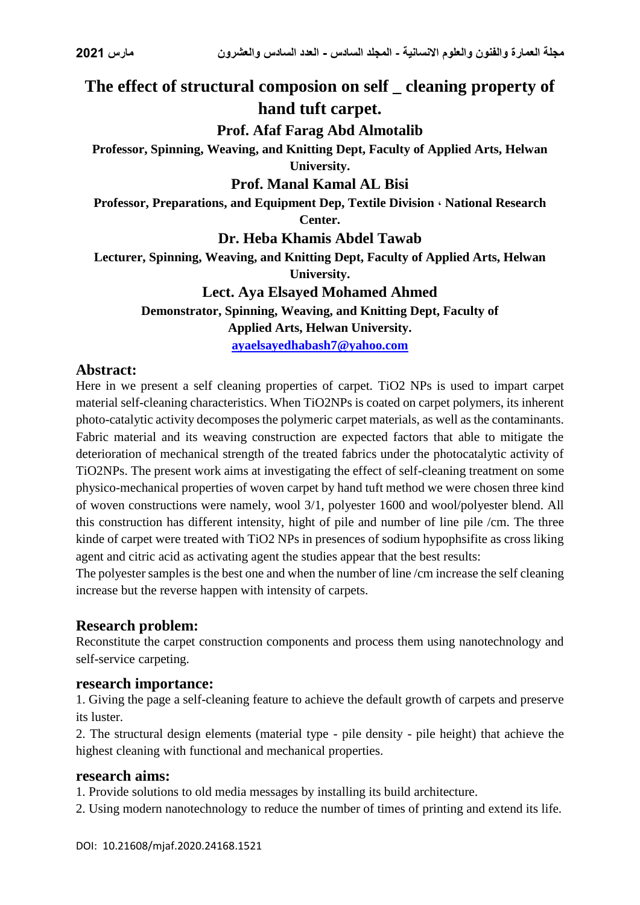# The effect of structural composion on self _ cleaning property of hand tuft carpet.

**Prof. Afaf Farag Abd Almotalib**

**Professor, Spinning, Weaving, and Knitting Dept, Faculty of Applied Arts, Helwan University.**

**Prof. Manal Kamal AL Bisi**

**Professor, Preparations, and Equipment Dep, Textile Division ، National Research Center.**

**Dr. Heba Khamis Abdel Tawab**

**Lecturer, Spinning, Weaving, and Knitting Dept, Faculty of Applied Arts, Helwan University.**

**Lect. Aya Elsayed Mohamed Ahmed**

**Demonstrator, Spinning, Weaving, and Knitting Dept, Faculty of Applied Arts, Helwan University.**

**ayaelsayedhabash7@yahoo.com**

## Abstract:

Here in we present a self cleaning properties of carpet. $TiO_2$ NPs is used to impart carpet material self-cleaning characteristics. When $TiO_2$NPs is coated on carpet polymers, its inherent photo-catalytic activity decomposes the polymeric carpet materials, as well as the contaminants. Fabric material and its weaving construction are expected factors that able to mitigate the deterioration of mechanical strength of the treated fabrics under the photocatalytic activity of $TiO_2$NPs. The present work aims at investigating the effect of self-cleaning treatment on some physico-mechanical properties of woven carpet by hand tuft method we were chosen three kind of woven constructions were namely, wool 3/1, polyester 1600 and wool/polyester blend. All this construction has different intensity, hight of pile and number of line pile /cm. The three kinde of carpet were treated with $TiO_2$ NPs in presences of sodium hypophsifite as cross liking agent and citric acid as activating agent the studies appear that the best results:

The polyester samples is the best one and when the number of line /cm increase the self cleaning increase but the reverse happen with intensity of carpets.

## Research problem:

Reconstitute the carpet construction components and process them using nanotechnology and self-service carpeting.

## research importance:

1. Giving the page a self-cleaning feature to achieve the default growth of carpets and preserve its luster.
2. The structural design elements (material type - pile density - pile height) that achieve the highest cleaning with functional and mechanical properties.

## research aims:

1. Provide solutions to old media messages by installing its build architecture.
2. Using modern nanotechnology to reduce the number of times of printing and extend its life.

DOI: 10.21608/mjaf.2020.24168.1521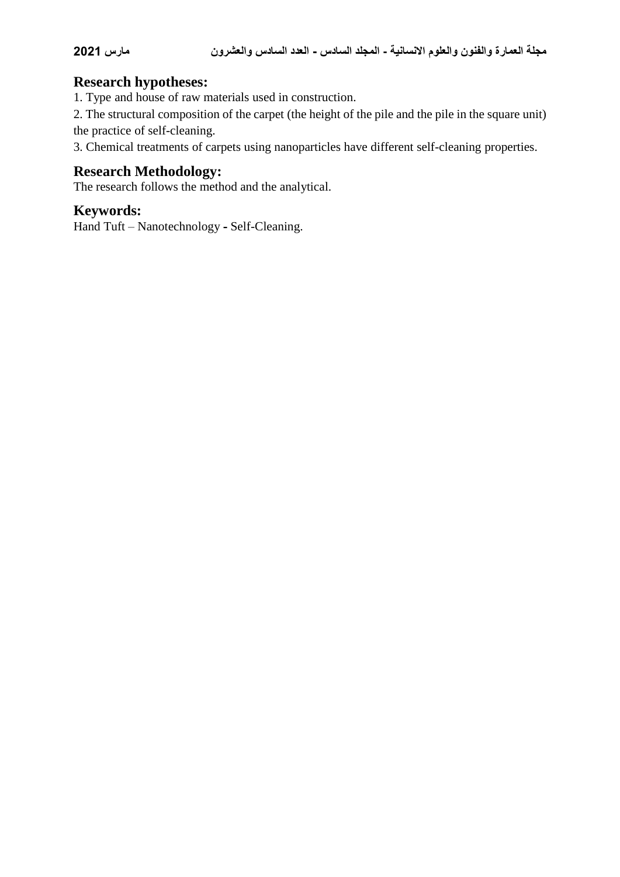## Research hypotheses:

1. Type and house of raw materials used in construction.
2. The structural composition of the carpet (the height of the pile and the pile in the square unit) the practice of self-cleaning.
3. Chemical treatments of carpets using nanoparticles have different self-cleaning properties.

## Research Methodology:

The research follows the method and the analytical.

## Keywords:

Hand Tuft – Nanotechnology - Self-Cleaning.